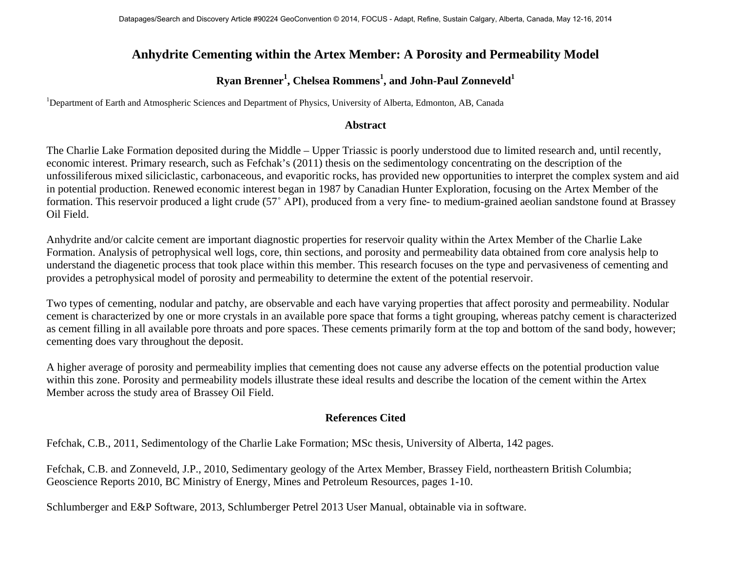# Anhydrite Cementing within the Artex Member: A Porosity and Permeability Model

**Ryan Brenner[1], Chelsea Rommens[1], and John-Paul Zonneveld[1]**

[1]Department of Earth and Atmospheric Sciences and Department of Physics, University of Alberta, Edmonton, AB, Canada

## Abstract

The Charlie Lake Formation deposited during the Middle – Upper Triassic is poorly understood due to limited research and, until recently, economic interest. Primary research, such as Fefchak's (2011) thesis on the sedimentology concentrating on the description of the unfossiliferous mixed siliciclastic, carbonaceous, and evaporitic rocks, has provided new opportunities to interpret the complex system and aid in potential production. Renewed economic interest began in 1987 by Canadian Hunter Exploration, focusing on the Artex Member of the formation. This reservoir produced a light crude (57˚ API), produced from a very fine- to medium-grained aeolian sandstone found at Brassey Oil Field.

Anhydrite and/or calcite cement are important diagnostic properties for reservoir quality within the Artex Member of the Charlie Lake Formation. Analysis of petrophysical well logs, core, thin sections, and porosity and permeability data obtained from core analysis help to understand the diagenetic process that took place within this member. This research focuses on the type and pervasiveness of cementing and provides a petrophysical model of porosity and permeability to determine the extent of the potential reservoir.

Two types of cementing, nodular and patchy, are observable and each have varying properties that affect porosity and permeability. Nodular cement is characterized by one or more crystals in an available pore space that forms a tight grouping, whereas patchy cement is characterized as cement filling in all available pore throats and pore spaces. These cements primarily form at the top and bottom of the sand body, however; cementing does vary throughout the deposit.

A higher average of porosity and permeability implies that cementing does not cause any adverse effects on the potential production value within this zone. Porosity and permeability models illustrate these ideal results and describe the location of the cement within the Artex Member across the study area of Brassey Oil Field.

## References Cited

Fefchak, C.B., 2011, Sedimentology of the Charlie Lake Formation; MSc thesis, University of Alberta, 142 pages.

Fefchak, C.B. and Zonneveld, J.P., 2010, Sedimentary geology of the Artex Member, Brassey Field, northeastern British Columbia; Geoscience Reports 2010, BC Ministry of Energy, Mines and Petroleum Resources, pages 1-10.

Schlumberger and E&P Software, 2013, Schlumberger Petrel 2013 User Manual, obtainable via in software.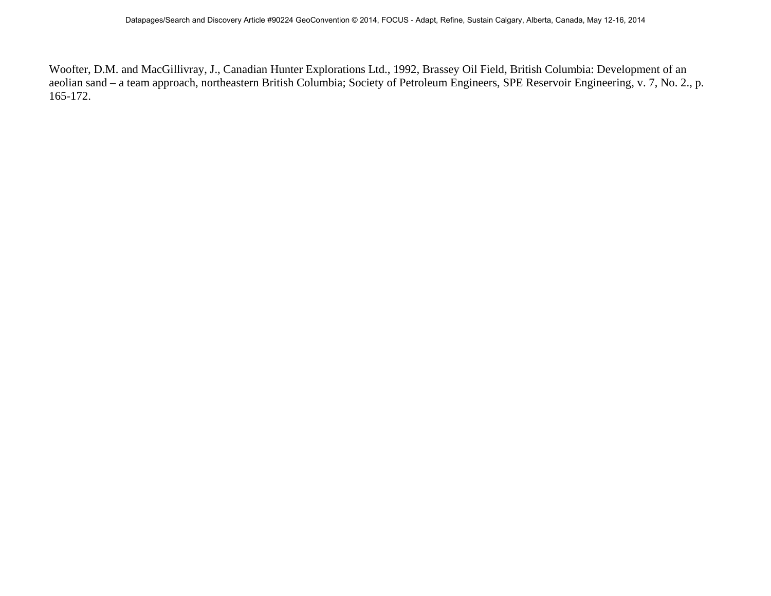Woofter, D.M. and MacGillivray, J., Canadian Hunter Explorations Ltd., 1992, Brassey Oil Field, British Columbia: Development of an aeolian sand – a team approach, northeastern British Columbia; Society of Petroleum Engineers, SPE Reservoir Engineering, v. 7, No. 2., p. 165-172.